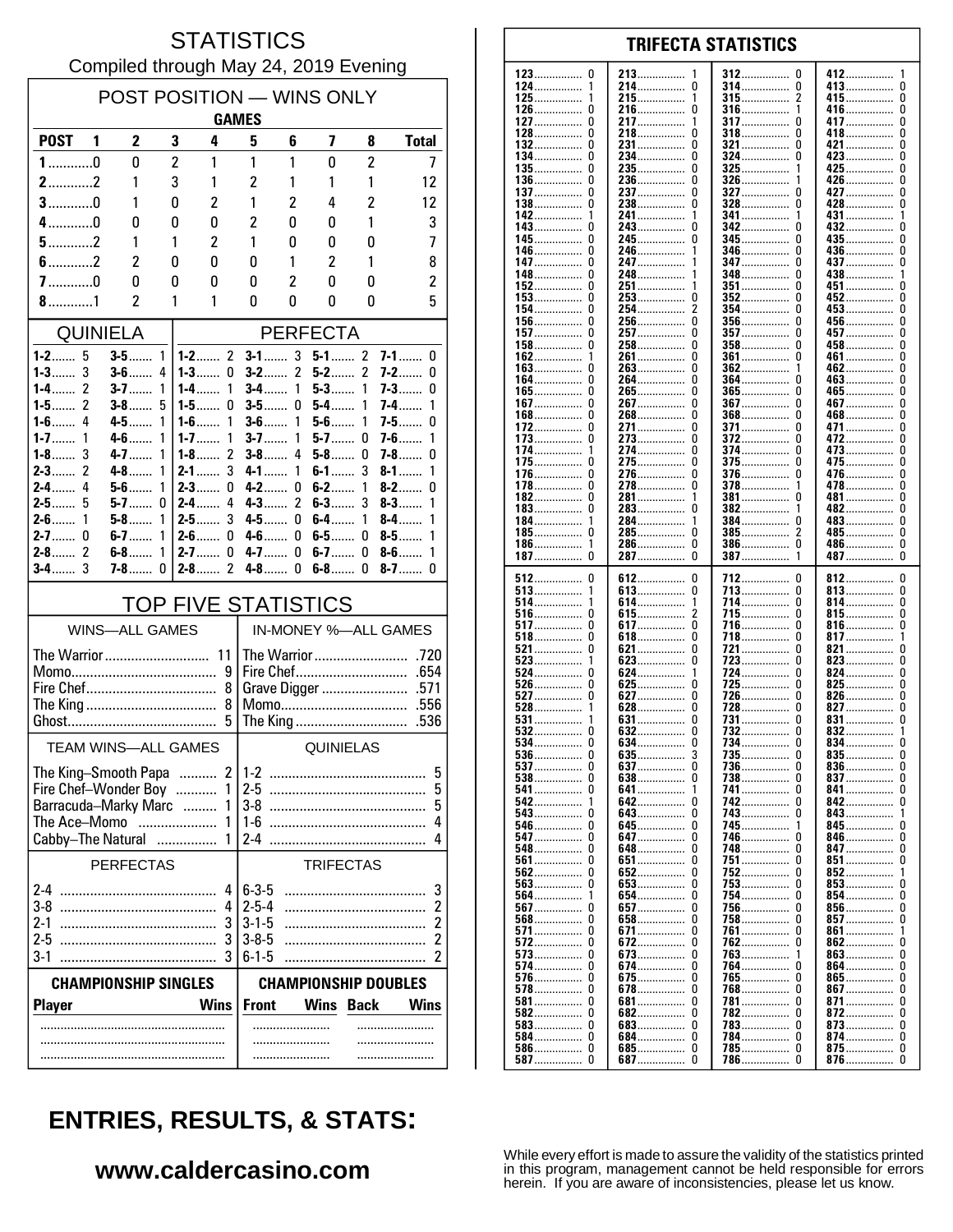# STATISTICS

Compiled through May 24, 2019 Evening

## POST POSITION — WINS ONLY

| | GAMES | | | | | | | | |
|---|---|---|---|---|---|---|---|---|---|
| POST | 1 | 2 | 3 | 4 | 5 | 6 | 7 | 8 | Total |
| 1 | 0 | 0 | 2 | 1 | 1 | 1 | 0 | 2 | 7 |
| 2 | 2 | 1 | 3 | 1 | 2 | 1 | 1 | 1 | 12 |
| 3 | 0 | 1 | 0 | 2 | 1 | 2 | 4 | 2 | 12 |
| 4 | 0 | 0 | 0 | 0 | 2 | 0 | 0 | 1 | 3 |
| 5 | 2 | 1 | 1 | 2 | 1 | 0 | 0 | 0 | 7 |
| 6 | 2 | 2 | 0 | 0 | 0 | 1 | 2 | 1 | 8 |
| 7 | 0 | 0 | 0 | 0 | 0 | 2 | 0 | 0 | 2 |
| 8 | 1 | 2 | 1 | 1 | 0 | 0 | 0 | 0 | 5 |

## QUINIELA

| | | | |
|---|---|---|---|
| 1-2 | 5 | 3-5 | 1 |
| 1-3 | 3 | 3-6 | 4 |
| 1-4 | 2 | 3-7 | 1 |
| 1-5 | 2 | 3-8 | 5 |
| 1-6 | 4 | 4-5 | 1 |
| 1-7 | 1 | 4-6 | 1 |
| 1-8 | 3 | 4-7 | 1 |
| 2-3 | 2 | 4-8 | 1 |
| 2-4 | 4 | 5-6 | 1 |
| 2-5 | 5 | 5-7 | 0 |
| 2-6 | 1 | 5-8 | 1 |
| 2-7 | 0 | 6-7 | 1 |
| 2-8 | 2 | 6-8 | 1 |
| 3-4 | 3 | 7-8 | 0 |

## PERFECTA

| | | | | | | | |
|---|---|---|---|---|---|---|---|
| 1-2 | 2 | 3-1 | 3 | 5-1 | 2 | 7-1 | 0 |
| 1-3 | 0 | 3-2 | 2 | 5-2 | 2 | 7-2 | 0 |
| 1-4 | 1 | 3-4 | 1 | 5-3 | 1 | 7-3 | 0 |
| 1-5 | 0 | 3-5 | 0 | 5-4 | 1 | 7-4 | 1 |
| 1-6 | 1 | 3-6 | 1 | 5-6 | 1 | 7-5 | 0 |
| 1-7 | 1 | 3-7 | 1 | 5-7 | 0 | 7-6 | 1 |
| 1-8 | 2 | 3-8 | 4 | 5-8 | 0 | 7-8 | 0 |
| 2-1 | 3 | 4-1 | 1 | 6-1 | 3 | 8-1 | 1 |
| 2-3 | 0 | 4-2 | 0 | 6-2 | 1 | 8-2 | 0 |
| 2-4 | 4 | 4-3 | 2 | 6-3 | 3 | 8-3 | 1 |
| 2-5 | 3 | 4-5 | 0 | 6-4 | 1 | 8-4 | 1 |
| 2-6 | 0 | 4-6 | 0 | 6-5 | 0 | 8-5 | 1 |
| 2-7 | 0 | 4-7 | 0 | 6-7 | 0 | 8-6 | 1 |
| 2-8 | 2 | 4-8 | 0 | 6-8 | 0 | 8-7 | 0 |

## TOP FIVE STATISTICS

| WINS—ALL GAMES | | IN-MONEY %—ALL GAMES | |
|---|---|---|---|
| The Warrior | 11 | The Warrior | .720 |
| Momo | 9 | Fire Chef | .654 |
| Fire Chef | 8 | Grave Digger | .571 |
| The King | 8 | Momo | .556 |
| Ghost | 5 | The King | .536 |

| TEAM WINS—ALL GAMES | | QUINIELAS | |
|---|---|---|---|
| The King–Smooth Papa | 2 | 1-2 | 5 |
| Fire Chef–Wonder Boy | 1 | 2-5 | 5 |
| Barracuda–Marky Marc | 1 | 3-8 | 5 |
| The Ace–Momo | 1 | 1-6 | 4 |
| Cabby–The Natural | 1 | 2-4 | 4 |

| PERFECTAS | | TRIFECTAS | |
|---|---|---|---|
| 2-4 | 4 | 6-3-5 | 3 |
| 3-8 | 4 | 2-5-4 | 2 |
| 2-1 | 3 | 3-1-5 | 2 |
| 2-5 | 3 | 3-8-5 | 2 |
| 3-1 | 3 | 6-1-5 | 2 |

| CHAMPIONSHIP SINGLES | | CHAMPIONSHIP DOUBLES | | | |
|---|---|---|---|---|---|
| Player | Wins | Front | Wins | Back | Wins |
| | | | | | |
| | | | | | |
| | | | | | |

## TRIFECTA STATISTICS

| | | | | | | | |
|---|---|---|---|---|---|---|---|
| 123 | 0 | 213 | 1 | 312 | 0 | 412 | 1 |
| 124 | 1 | 214 | 0 | 314 | 0 | 413 | 0 |
| 125 | 1 | 215 | 1 | 315 | 2 | 415 | 0 |
| 126 | 0 | 216 | 0 | 316 | 1 | 416 | 0 |
| 127 | 0 | 217 | 1 | 317 | 0 | 417 | 0 |
| 128 | 0 | 218 | 0 | 318 | 0 | 418 | 0 |
| 132 | 0 | 231 | 0 | 321 | 0 | 421 | 0 |
| 134 | 0 | 234 | 0 | 324 | 0 | 423 | 0 |
| 135 | 0 | 235 | 0 | 325 | 1 | 425 | 0 |
| 136 | 0 | 236 | 0 | 326 | 1 | 426 | 0 |
| 137 | 0 | 237 | 0 | 327 | 0 | 427 | 0 |
| 138 | 0 | 238 | 0 | 328 | 0 | 428 | 0 |
| 142 | 1 | 241 | 1 | 341 | 1 | 431 | 1 |
| 143 | 0 | 243 | 0 | 342 | 0 | 432 | 0 |
| 145 | 0 | 245 | 0 | 345 | 0 | 435 | 0 |
| 146 | 0 | 246 | 1 | 346 | 0 | 436 | 0 |
| 147 | 0 | 247 | 1 | 347 | 0 | 437 | 0 |
| 148 | 0 | 248 | 1 | 348 | 0 | 438 | 1 |
| 152 | 0 | 251 | 1 | 351 | 0 | 451 | 0 |
| 153 | 0 | 253 | 0 | 352 | 0 | 452 | 0 |
| 154 | 0 | 254 | 2 | 354 | 0 | 453 | 0 |
| 156 | 0 | 256 | 0 | 356 | 0 | 456 | 0 |
| 157 | 0 | 257 | 0 | 357 | 0 | 457 | 0 |
| 158 | 0 | 258 | 0 | 358 | 0 | 458 | 0 |
| 162 | 1 | 261 | 0 | 361 | 0 | 461 | 0 |
| 163 | 0 | 263 | 0 | 362 | 1 | 462 | 0 |
| 164 | 0 | 264 | 0 | 364 | 0 | 463 | 0 |
| 165 | 0 | 265 | 0 | 365 | 0 | 465 | 0 |
| 167 | 0 | 267 | 0 | 367 | 0 | 467 | 0 |
| 168 | 0 | 268 | 0 | 368 | 0 | 468 | 0 |
| 172 | 0 | 271 | 0 | 371 | 0 | 471 | 0 |
| 173 | 0 | 273 | 0 | 372 | 0 | 472 | 0 |
| 174 | 1 | 274 | 0 | 374 | 0 | 473 | 0 |
| 175 | 0 | 275 | 0 | 375 | 0 | 475 | 0 |
| 176 | 0 | 276 | 0 | 376 | 0 | 476 | 0 |
| 178 | 0 | 278 | 0 | 378 | 1 | 478 | 0 |
| 182 | 0 | 281 | 1 | 381 | 0 | 481 | 0 |
| 183 | 0 | 283 | 0 | 382 | 1 | 482 | 0 |
| 184 | 1 | 284 | 1 | 384 | 0 | 483 | 0 |
| 185 | 0 | 285 | 0 | 385 | 2 | 485 | 0 |
| 186 | 1 | 286 | 0 | 386 | 0 | 486 | 0 |
| 187 | 0 | 287 | 0 | 387 | 1 | 487 | 0 |

| | | | | | | | |
|---|---|---|---|---|---|---|---|
| 512 | 0 | 612 | 0 | 712 | 0 | 812 | 0 |
| 513 | 1 | 613 | 0 | 713 | 0 | 813 | 0 |
| 514 | 1 | 614 | 1 | 714 | 0 | 814 | 0 |
| 516 | 0 | 615 | 2 | 715 | 0 | 815 | 0 |
| 517 | 0 | 617 | 0 | 716 | 0 | 816 | 0 |
| 518 | 0 | 618 | 0 | 718 | 0 | 817 | 1 |
| 521 | 0 | 621 | 0 | 721 | 0 | 821 | 0 |
| 523 | 1 | 623 | 0 | 723 | 0 | 823 | 0 |
| 524 | 0 | 624 | 1 | 724 | 0 | 824 | 0 |
| 526 | 0 | 625 | 0 | 725 | 0 | 825 | 0 |
| 527 | 0 | 627 | 0 | 726 | 0 | 826 | 0 |
| 528 | 1 | 628 | 0 | 728 | 0 | 827 | 0 |
| 531 | 1 | 631 | 0 | 731 | 0 | 831 | 0 |
| 532 | 0 | 632 | 0 | 732 | 0 | 832 | 1 |
| 534 | 0 | 634 | 0 | 734 | 0 | 834 | 0 |
| 536 | 0 | 635 | 3 | 735 | 0 | 835 | 0 |
| 537 | 0 | 637 | 0 | 736 | 0 | 836 | 0 |
| 538 | 0 | 638 | 0 | 738 | 0 | 837 | 0 |
| 541 | 0 | 641 | 1 | 741 | 0 | 841 | 0 |
| 542 | 1 | 642 | 0 | 742 | 0 | 842 | 0 |
| 543 | 0 | 643 | 0 | 743 | 0 | 843 | 1 |
| 546 | 0 | 645 | 0 | 745 | 1 | 845 | 0 |
| 547 | 0 | 647 | 0 | 746 | 0 | 846 | 0 |
| 548 | 0 | 648 | 0 | 748 | 0 | 847 | 0 |
| 561 | 0 | 651 | 0 | 751 | 0 | 851 | 0 |
| 562 | 0 | 652 | 0 | 752 | 0 | 852 | 1 |
| 563 | 0 | 653 | 0 | 753 | 0 | 853 | 0 |
| 564 | 1 | 654 | 0 | 754 | 0 | 854 | 0 |
| 567 | 0 | 657 | 0 | 756 | 0 | 856 | 0 |
| 568 | 0 | 658 | 0 | 758 | 0 | 857 | 0 |
| 571 | 0 | 671 | 0 | 761 | 0 | 861 | 1 |
| 572 | 0 | 672 | 0 | 762 | 0 | 862 | 0 |
| 573 | 0 | 673 | 0 | 763 | 1 | 863 | 0 |
| 574 | 0 | 674 | 0 | 764 | 0 | 864 | 0 |
| 576 | 0 | 675 | 0 | 765 | 0 | 865 | 0 |
| 578 | 0 | 678 | 0 | 768 | 0 | 867 | 0 |
| 581 | 0 | 681 | 0 | 781 | 0 | 871 | 0 |
| 582 | 0 | 682 | 0 | 782 | 0 | 872 | 0 |
| 583 | 0 | 683 | 0 | 783 | 0 | 873 | 0 |
| 584 | 0 | 684 | 0 | 784 | 0 | 874 | 0 |
| 586 | 0 | 685 | 0 | 785 | 0 | 875 | 0 |
| 587 | 0 | 687 | 0 | 786 | 0 | 876 | 0 |

## ENTRIES, RESULTS, & STATS:

**www.caldercasino.com**

While every effort is made to assure the validity of the statistics printed in this program, management cannot be held responsible for errors herein. If you are aware of inconsistencies, please let us know.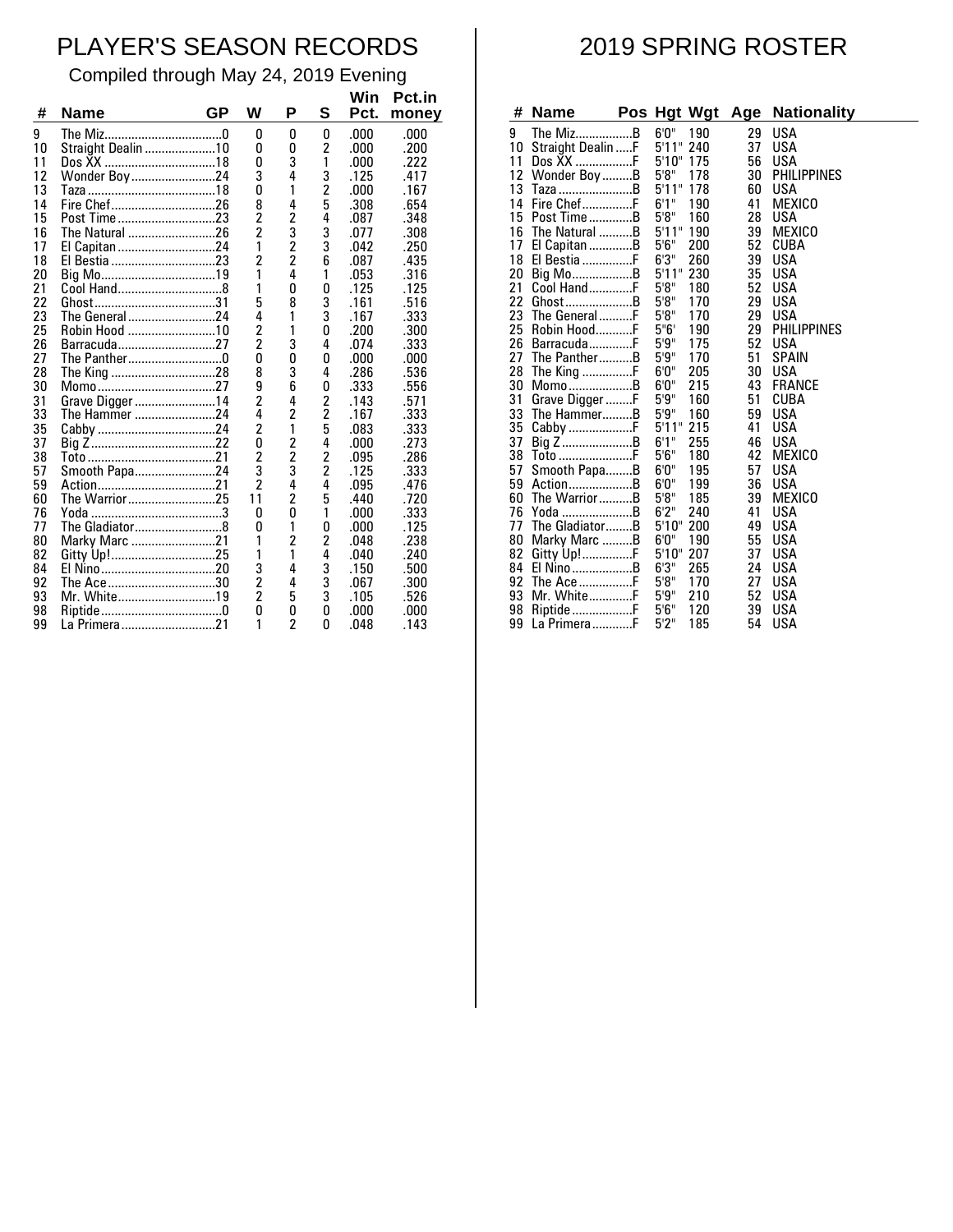# PLAYER'S SEASON RECORDS

Compiled through May 24, 2019 Evening

| # | Name | GP | W | P | S | Win Pct. | Pct.in money |
|---|---|---|---|---|---|---|---|
| 9 | The Miz | 0 | 0 | 0 | 0 | .000 | .000 |
| 10 | Straight Dealin | 10 | 0 | 0 | 2 | .000 | .200 |
| 11 | Dos XX | 18 | 0 | 3 | 1 | .000 | .222 |
| 12 | Wonder Boy | 24 | 3 | 4 | 3 | .125 | .417 |
| 13 | Taza | 18 | 0 | 1 | 2 | .000 | .167 |
| 14 | Fire Chef | 26 | 8 | 4 | 5 | .308 | .654 |
| 15 | Post Time | 23 | 2 | 2 | 4 | .087 | .348 |
| 16 | The Natural | 26 | 2 | 3 | 3 | .077 | .308 |
| 17 | El Capitan | 24 | 1 | 2 | 3 | .042 | .250 |
| 18 | El Bestia | 23 | 2 | 2 | 6 | .087 | .435 |
| 20 | Big Mo | 19 | 1 | 4 | 1 | .053 | .316 |
| 21 | Cool Hand | 8 | 1 | 0 | 0 | .125 | .125 |
| 22 | Ghost | 31 | 5 | 8 | 3 | .161 | .516 |
| 23 | The General | 24 | 4 | 1 | 3 | .167 | .333 |
| 25 | Robin Hood | 10 | 2 | 1 | 0 | .200 | .300 |
| 26 | Barracuda | 27 | 2 | 3 | 4 | .074 | .333 |
| 27 | The Panther | 0 | 0 | 0 | 0 | .000 | .000 |
| 28 | The King | 28 | 8 | 3 | 4 | .286 | .536 |
| 30 | Momo | 27 | 9 | 6 | 0 | .333 | .556 |
| 31 | Grave Digger | 14 | 2 | 4 | 2 | .143 | .571 |
| 33 | The Hammer | 24 | 4 | 2 | 2 | .167 | .333 |
| 35 | Cabby | 24 | 2 | 1 | 5 | .083 | .333 |
| 37 | Big Z | 22 | 0 | 2 | 4 | .000 | .273 |
| 38 | Toto | 21 | 2 | 2 | 2 | .095 | .286 |
| 57 | Smooth Papa | 24 | 3 | 3 | 2 | .125 | .333 |
| 59 | Action | 21 | 2 | 4 | 4 | .095 | .476 |
| 60 | The Warrior | 25 | 11 | 2 | 5 | .440 | .720 |
| 76 | Yoda | 3 | 0 | 0 | 1 | .000 | .333 |
| 77 | The Gladiator | 8 | 0 | 1 | 0 | .000 | .125 |
| 80 | Marky Marc | 21 | 1 | 2 | 2 | .048 | .238 |
| 82 | Gitty Up! | 25 | 1 | 1 | 4 | .040 | .240 |
| 84 | El Nino | 20 | 3 | 4 | 3 | .150 | .500 |
| 92 | The Ace | 30 | 2 | 4 | 3 | .067 | .300 |
| 93 | Mr. White | 19 | 2 | 5 | 3 | .105 | .526 |
| 98 | Riptide | 0 | 0 | 0 | 0 | .000 | .000 |
| 99 | La Primera | 21 | 1 | 2 | 0 | .048 | .143 |

# 2019 SPRING ROSTER

| # | Name | Pos | Hgt | Wgt | Age | Nationality |
|---|---|---|---|---|---|---|
| 9 | The Miz | B | 6'0" | 190 | 29 | USA |
| 10 | Straight Dealin | F | 5'11" | 240 | 37 | USA |
| 11 | Dos XX | F | 5'10" | 175 | 56 | USA |
| 12 | Wonder Boy | B | 5'8" | 178 | 30 | PHILIPPINES |
| 13 | Taza | B | 5'11" | 178 | 60 | USA |
| 14 | Fire Chef | F | 6'1" | 190 | 41 | MEXICO |
| 15 | Post Time | B | 5'8" | 160 | 28 | USA |
| 16 | The Natural | B | 5'11" | 190 | 39 | MEXICO |
| 17 | El Capitan | B | 5'6" | 200 | 52 | CUBA |
| 18 | El Bestia | F | 6'3" | 260 | 39 | USA |
| 20 | Big Mo | B | 5'11" | 230 | 35 | USA |
| 21 | Cool Hand | F | 5'8" | 180 | 52 | USA |
| 22 | Ghost | B | 5'8" | 170 | 29 | USA |
| 23 | The General | F | 5'8" | 170 | 29 | USA |
| 25 | Robin Hood | F | 5"6' | 190 | 29 | PHILIPPINES |
| 26 | Barracuda | F | 5'9" | 175 | 52 | USA |
| 27 | The Panther | B | 5'9" | 170 | 51 | SPAIN |
| 28 | The King | F | 6'0" | 205 | 30 | USA |
| 30 | Momo | B | 6'0" | 215 | 43 | FRANCE |
| 31 | Grave Digger | F | 5'9" | 160 | 51 | CUBA |
| 33 | The Hammer | B | 5'9" | 160 | 59 | USA |
| 35 | Cabby | F | 5'11" | 215 | 41 | USA |
| 37 | Big Z | B | 6'1" | 255 | 46 | USA |
| 38 | Toto | F | 5'6" | 180 | 42 | MEXICO |
| 57 | Smooth Papa | B | 6'0" | 195 | 57 | USA |
| 59 | Action | B | 6'0" | 199 | 36 | USA |
| 60 | The Warrior | B | 5'8" | 185 | 39 | MEXICO |
| 76 | Yoda | B | 6'2" | 240 | 41 | USA |
| 77 | The Gladiator | B | 5'10" | 200 | 49 | USA |
| 80 | Marky Marc | B | 6'0" | 190 | 55 | USA |
| 82 | Gitty Up! | F | 5'10" | 207 | 37 | USA |
| 84 | El Nino | B | 6'3" | 265 | 24 | USA |
| 92 | The Ace | F | 5'8" | 170 | 27 | USA |
| 93 | Mr. White | F | 5'9" | 210 | 52 | USA |
| 98 | Riptide | F | 5'6" | 120 | 39 | USA |
| 99 | La Primera | F | 5'2" | 185 | 54 | USA |